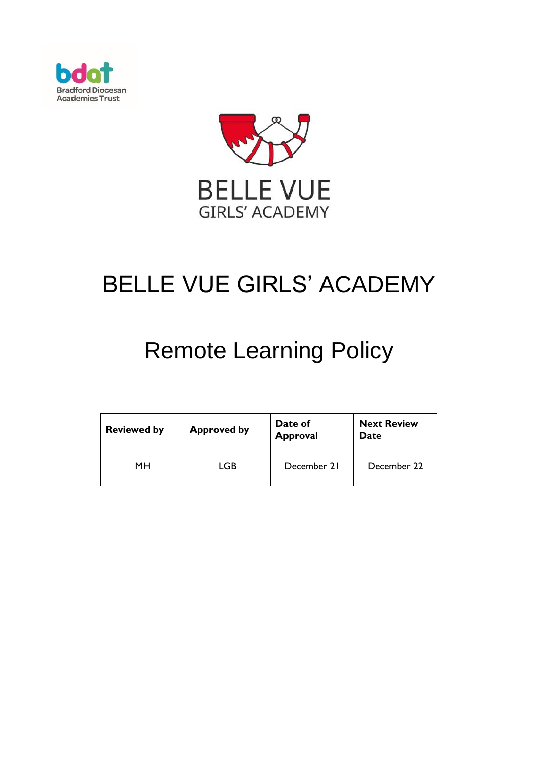Bradford Diocesan Academies Trust

BELLE VUE GIRLS' ACADEMY

# BELLE VUE GIRLS' ACADEMY

# Remote Learning Policy

| Reviewed by | Approved by | Date of Approval | Next Review Date |
|---|---|---|---|
| MH | LGB | December 21 | December 22 |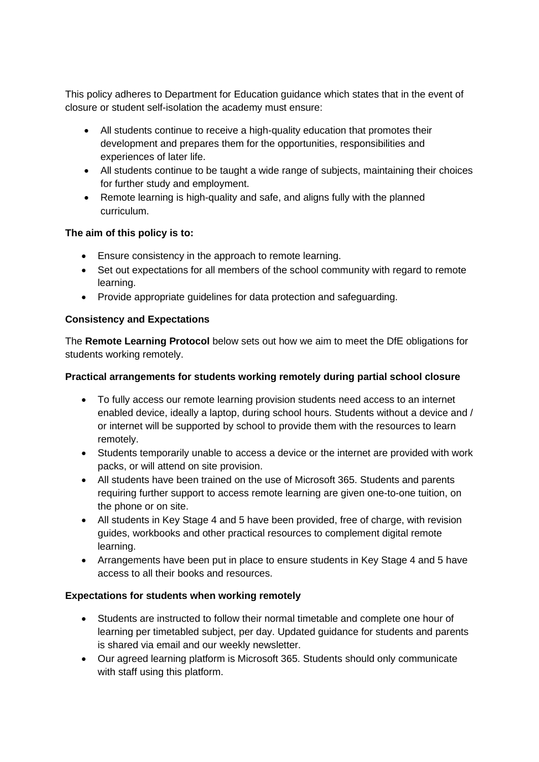This policy adheres to Department for Education guidance which states that in the event of closure or student self-isolation the academy must ensure:

- All students continue to receive a high-quality education that promotes their development and prepares them for the opportunities, responsibilities and experiences of later life.
- All students continue to be taught a wide range of subjects, maintaining their choices for further study and employment.
- Remote learning is high-quality and safe, and aligns fully with the planned curriculum.

**The aim of this policy is to:**

- Ensure consistency in the approach to remote learning.
- Set out expectations for all members of the school community with regard to remote learning.
- Provide appropriate guidelines for data protection and safeguarding.

**Consistency and Expectations**

The **Remote Learning Protocol** below sets out how we aim to meet the DfE obligations for students working remotely.

**Practical arrangements for students working remotely during partial school closure**

- To fully access our remote learning provision students need access to an internet enabled device, ideally a laptop, during school hours. Students without a device and / or internet will be supported by school to provide them with the resources to learn remotely.
- Students temporarily unable to access a device or the internet are provided with work packs, or will attend on site provision.
- All students have been trained on the use of Microsoft 365. Students and parents requiring further support to access remote learning are given one-to-one tuition, on the phone or on site.
- All students in Key Stage 4 and 5 have been provided, free of charge, with revision guides, workbooks and other practical resources to complement digital remote learning.
- Arrangements have been put in place to ensure students in Key Stage 4 and 5 have access to all their books and resources.

**Expectations for students when working remotely**

- Students are instructed to follow their normal timetable and complete one hour of learning per timetabled subject, per day. Updated guidance for students and parents is shared via email and our weekly newsletter.
- Our agreed learning platform is Microsoft 365. Students should only communicate with staff using this platform.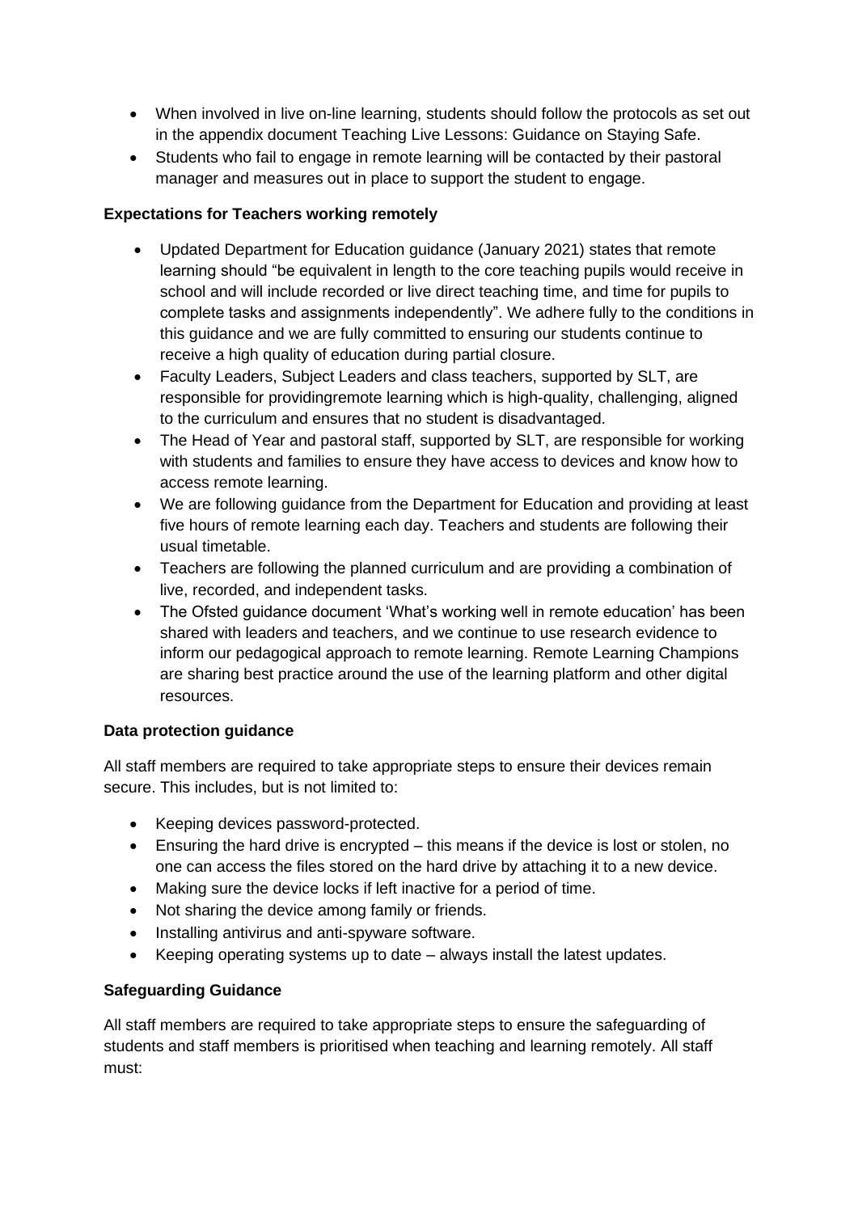- When involved in live on-line learning, students should follow the protocols as set out in the appendix document Teaching Live Lessons: Guidance on Staying Safe.
- Students who fail to engage in remote learning will be contacted by their pastoral manager and measures out in place to support the student to engage.

**Expectations for Teachers working remotely**

- Updated Department for Education guidance (January 2021) states that remote learning should "be equivalent in length to the core teaching pupils would receive in school and will include recorded or live direct teaching time, and time for pupils to complete tasks and assignments independently". We adhere fully to the conditions in this guidance and we are fully committed to ensuring our students continue to receive a high quality of education during partial closure.
- Faculty Leaders, Subject Leaders and class teachers, supported by SLT, are responsible for providingremote learning which is high-quality, challenging, aligned to the curriculum and ensures that no student is disadvantaged.
- The Head of Year and pastoral staff, supported by SLT, are responsible for working with students and families to ensure they have access to devices and know how to access remote learning.
- We are following guidance from the Department for Education and providing at least five hours of remote learning each day. Teachers and students are following their usual timetable.
- Teachers are following the planned curriculum and are providing a combination of live, recorded, and independent tasks.
- The Ofsted guidance document 'What's working well in remote education' has been shared with leaders and teachers, and we continue to use research evidence to inform our pedagogical approach to remote learning. Remote Learning Champions are sharing best practice around the use of the learning platform and other digital resources.

**Data protection guidance**

All staff members are required to take appropriate steps to ensure their devices remain secure. This includes, but is not limited to:

- Keeping devices password-protected.
- Ensuring the hard drive is encrypted – this means if the device is lost or stolen, no one can access the files stored on the hard drive by attaching it to a new device.
- Making sure the device locks if left inactive for a period of time.
- Not sharing the device among family or friends.
- Installing antivirus and anti-spyware software.
- Keeping operating systems up to date – always install the latest updates.

**Safeguarding Guidance**

All staff members are required to take appropriate steps to ensure the safeguarding of students and staff members is prioritised when teaching and learning remotely. All staff must: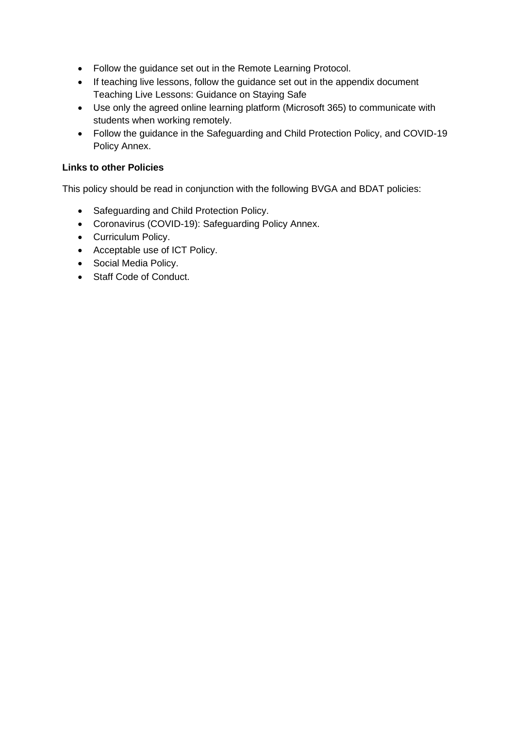- Follow the guidance set out in the Remote Learning Protocol.
- If teaching live lessons, follow the guidance set out in the appendix document Teaching Live Lessons: Guidance on Staying Safe
- Use only the agreed online learning platform (Microsoft 365) to communicate with students when working remotely.
- Follow the guidance in the Safeguarding and Child Protection Policy, and COVID-19 Policy Annex.

**Links to other Policies**

This policy should be read in conjunction with the following BVGA and BDAT policies:

- Safeguarding and Child Protection Policy.
- Coronavirus (COVID-19): Safeguarding Policy Annex.
- Curriculum Policy.
- Acceptable use of ICT Policy.
- Social Media Policy.
- Staff Code of Conduct.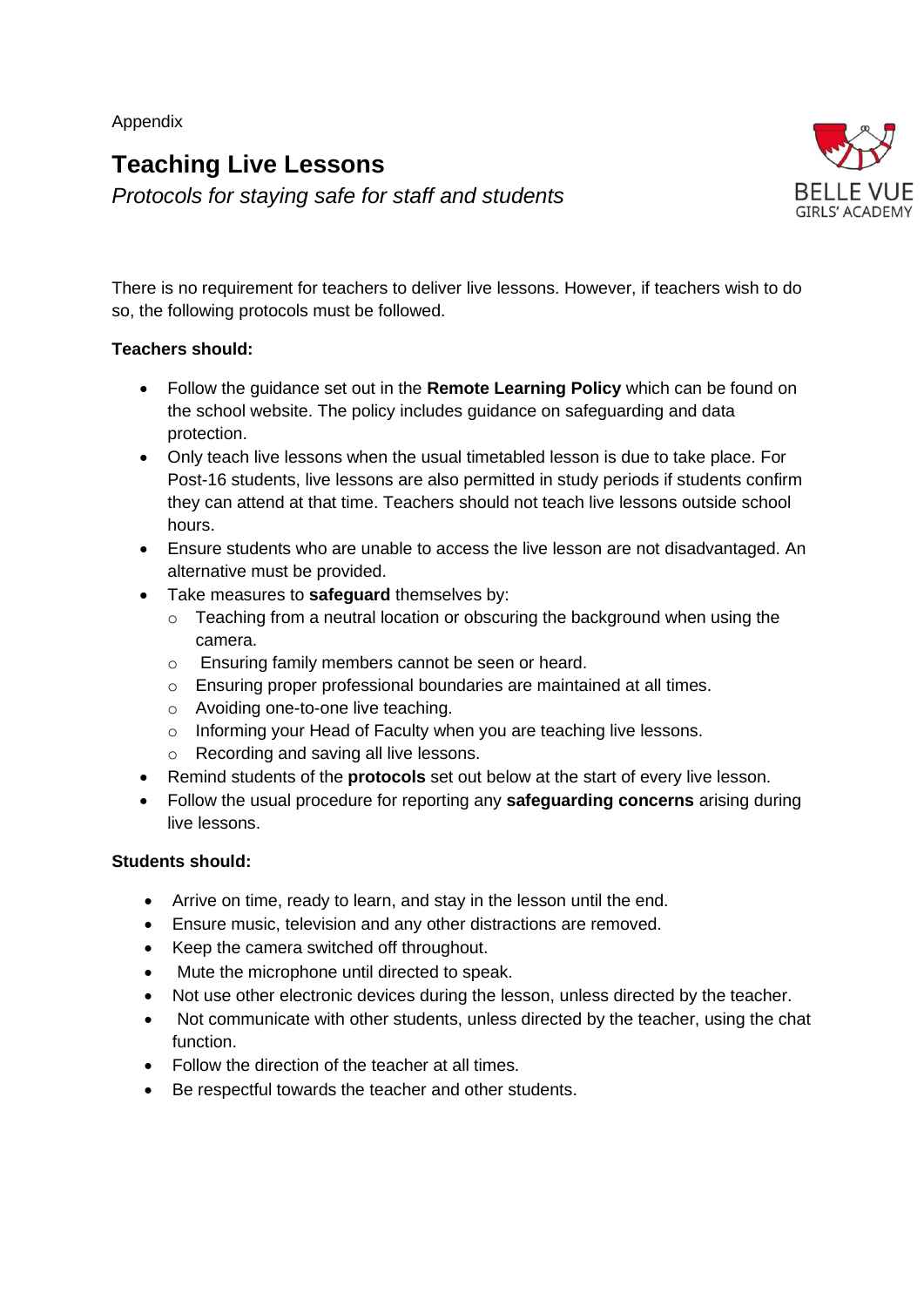Appendix

# Teaching Live Lessons

*Protocols for staying safe for staff and students*

BELLE VUE
GIRLS' ACADEMY

There is no requirement for teachers to deliver live lessons. However, if teachers wish to do so, the following protocols must be followed.

**Teachers should:**

- Follow the guidance set out in the **Remote Learning Policy** which can be found on the school website. The policy includes guidance on safeguarding and data protection.
- Only teach live lessons when the usual timetabled lesson is due to take place. For Post-16 students, live lessons are also permitted in study periods if students confirm they can attend at that time. Teachers should not teach live lessons outside school hours.
- Ensure students who are unable to access the live lesson are not disadvantaged. An alternative must be provided.
- Take measures to **safeguard** themselves by:
  - Teaching from a neutral location or obscuring the background when using the camera.
  - Ensuring family members cannot be seen or heard.
  - Ensuring proper professional boundaries are maintained at all times.
  - Avoiding one-to-one live teaching.
  - Informing your Head of Faculty when you are teaching live lessons.
  - Recording and saving all live lessons.
- Remind students of the **protocols** set out below at the start of every live lesson.
- Follow the usual procedure for reporting any **safeguarding concerns** arising during live lessons.

**Students should:**

- Arrive on time, ready to learn, and stay in the lesson until the end.
- Ensure music, television and any other distractions are removed.
- Keep the camera switched off throughout.
- Mute the microphone until directed to speak.
- Not use other electronic devices during the lesson, unless directed by the teacher.
- Not communicate with other students, unless directed by the teacher, using the chat function.
- Follow the direction of the teacher at all times.
- Be respectful towards the teacher and other students.